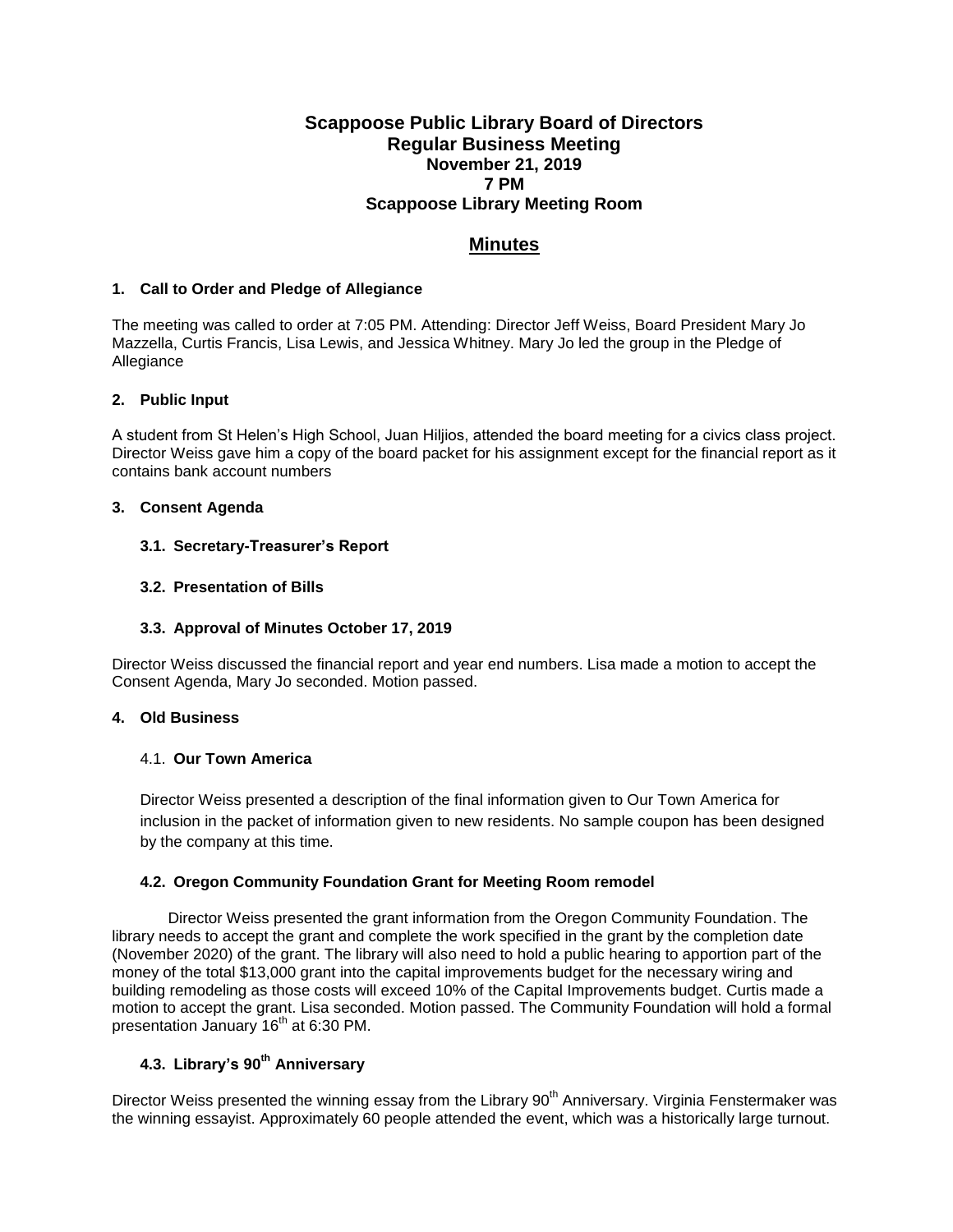# Scappoose Public Library Board of Directors
## Regular Business Meeting
### November 21, 2019
### 7 PM
### Scappoose Library Meeting Room

## Minutes

### 1. Call to Order and Pledge of Allegiance

The meeting was called to order at 7:05 PM. Attending: Director Jeff Weiss, Board President Mary Jo Mazzella, Curtis Francis, Lisa Lewis, and Jessica Whitney. Mary Jo led the group in the Pledge of Allegiance

### 2. Public Input

A student from St Helen's High School, Juan Hiljios, attended the board meeting for a civics class project. Director Weiss gave him a copy of the board packet for his assignment except for the financial report as it contains bank account numbers

### 3. Consent Agenda

#### 3.1. Secretary-Treasurer's Report

#### 3.2. Presentation of Bills

#### 3.3. Approval of Minutes October 17, 2019

Director Weiss discussed the financial report and year end numbers. Lisa made a motion to accept the Consent Agenda, Mary Jo seconded. Motion passed.

### 4. Old Business

#### 4.1. Our Town America

Director Weiss presented a description of the final information given to Our Town America for inclusion in the packet of information given to new residents. No sample coupon has been designed by the company at this time.

#### 4.2. Oregon Community Foundation Grant for Meeting Room remodel

Director Weiss presented the grant information from the Oregon Community Foundation. The library needs to accept the grant and complete the work specified in the grant by the completion date (November 2020) of the grant. The library will also need to hold a public hearing to apportion part of the money of the total $13,000 grant into the capital improvements budget for the necessary wiring and building remodeling as those costs will exceed 10% of the Capital Improvements budget. Curtis made a motion to accept the grant. Lisa seconded. Motion passed. The Community Foundation will hold a formal presentation January 16th at 6:30 PM.

#### 4.3. Library's 90th Anniversary

Director Weiss presented the winning essay from the Library 90th Anniversary. Virginia Fenstermaker was the winning essayist. Approximately 60 people attended the event, which was a historically large turnout.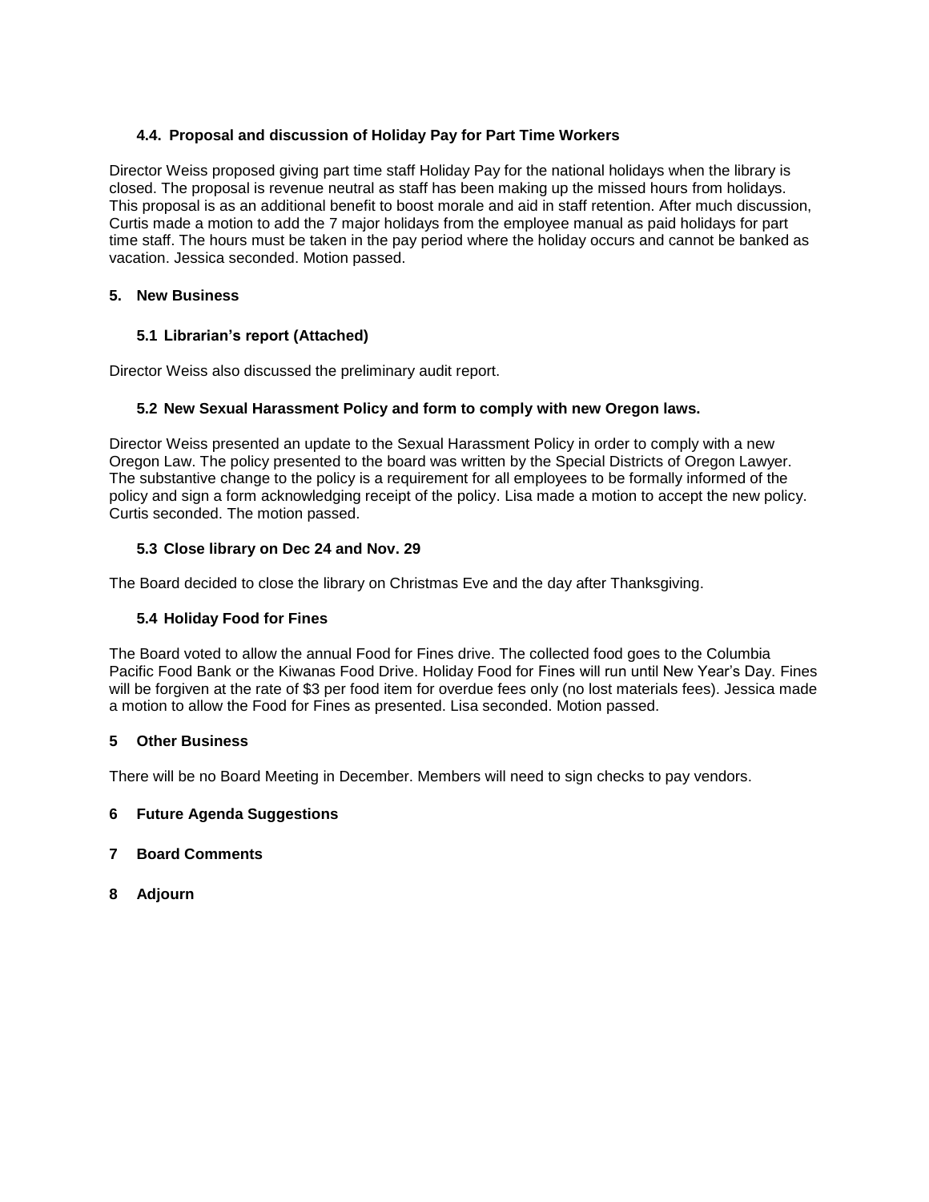### 4.4. Proposal and discussion of Holiday Pay for Part Time Workers

Director Weiss proposed giving part time staff Holiday Pay for the national holidays when the library is closed. The proposal is revenue neutral as staff has been making up the missed hours from holidays. This proposal is as an additional benefit to boost morale and aid in staff retention. After much discussion, Curtis made a motion to add the 7 major holidays from the employee manual as paid holidays for part time staff. The hours must be taken in the pay period where the holiday occurs and cannot be banked as vacation. Jessica seconded. Motion passed.

## 5. New Business

### 5.1 Librarian's report (Attached)

Director Weiss also discussed the preliminary audit report.

### 5.2 New Sexual Harassment Policy and form to comply with new Oregon laws.

Director Weiss presented an update to the Sexual Harassment Policy in order to comply with a new Oregon Law. The policy presented to the board was written by the Special Districts of Oregon Lawyer. The substantive change to the policy is a requirement for all employees to be formally informed of the policy and sign a form acknowledging receipt of the policy. Lisa made a motion to accept the new policy. Curtis seconded. The motion passed.

### 5.3 Close library on Dec 24 and Nov. 29

The Board decided to close the library on Christmas Eve and the day after Thanksgiving.

### 5.4 Holiday Food for Fines

The Board voted to allow the annual Food for Fines drive. The collected food goes to the Columbia Pacific Food Bank or the Kiwanas Food Drive. Holiday Food for Fines will run until New Year's Day. Fines will be forgiven at the rate of $3 per food item for overdue fees only (no lost materials fees). Jessica made a motion to allow the Food for Fines as presented. Lisa seconded. Motion passed.

## 5 Other Business

There will be no Board Meeting in December. Members will need to sign checks to pay vendors.

## 6 Future Agenda Suggestions

## 7 Board Comments

## 8 Adjourn